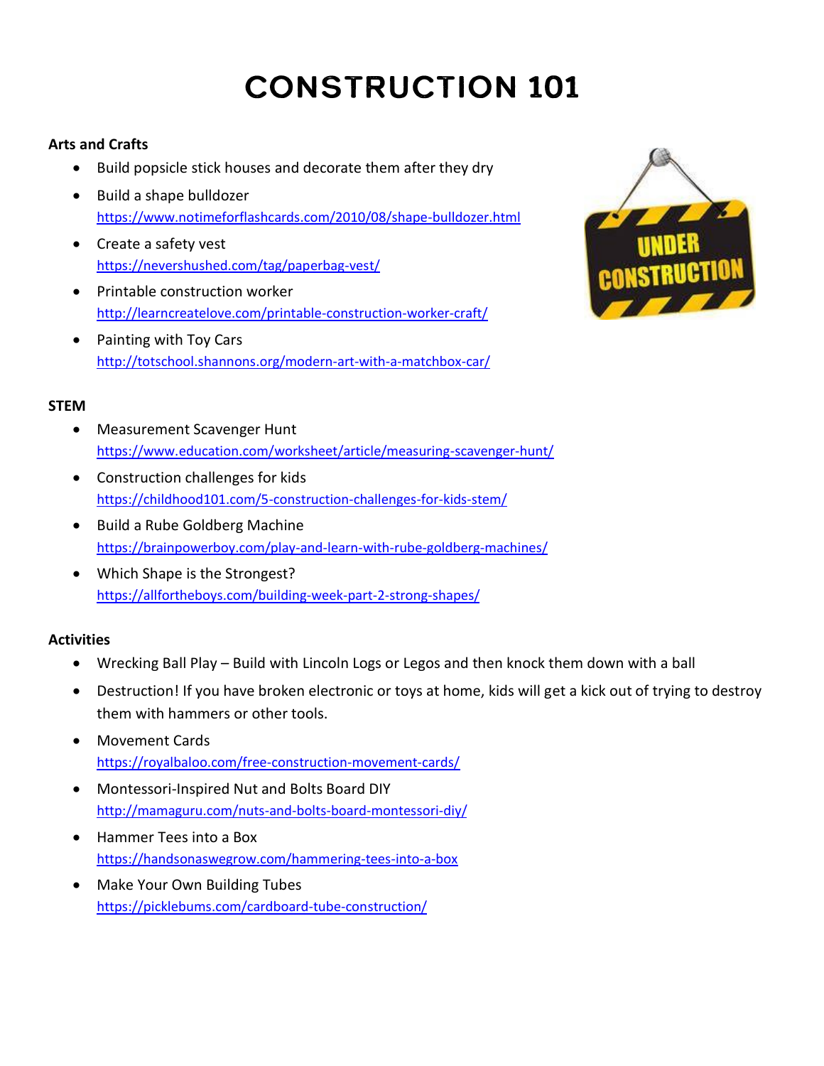# CONSTRUCTION 101

**Arts and Crafts**

- Build popsicle stick houses and decorate them after they dry
- Build a shape bulldozer
  https://www.notimeforflashcards.com/2010/08/shape-bulldozer.html
- Create a safety vest
  https://nevershushed.com/tag/paperbag-vest/
- Printable construction worker
  http://learncreatelove.com/printable-construction-worker-craft/
- Painting with Toy Cars
  http://totschool.shannons.org/modern-art-with-a-matchbox-car/

**STEM**

- Measurement Scavenger Hunt
  https://www.education.com/worksheet/article/measuring-scavenger-hunt/
- Construction challenges for kids
  https://childhood101.com/5-construction-challenges-for-kids-stem/
- Build a Rube Goldberg Machine
  https://brainpowerboy.com/play-and-learn-with-rube-goldberg-machines/
- Which Shape is the Strongest?
  https://allfortheboys.com/building-week-part-2-strong-shapes/

**Activities**

- Wrecking Ball Play – Build with Lincoln Logs or Legos and then knock them down with a ball
- Destruction! If you have broken electronic or toys at home, kids will get a kick out of trying to destroy them with hammers or other tools.
- Movement Cards
  https://royalbaloo.com/free-construction-movement-cards/
- Montessori-Inspired Nut and Bolts Board DIY
  http://mamaguru.com/nuts-and-bolts-board-montessori-diy/
- Hammer Tees into a Box
  https://handsonaswegrow.com/hammering-tees-into-a-box
- Make Your Own Building Tubes
  https://picklebums.com/cardboard-tube-construction/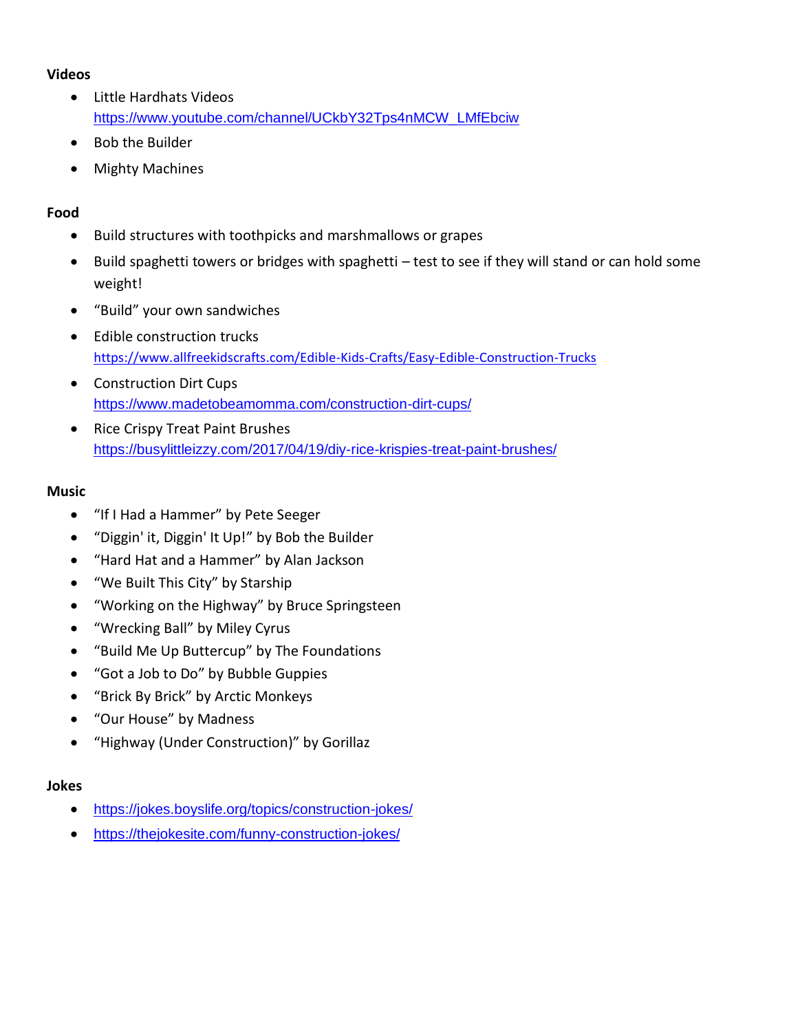**Videos**

- Little Hardhats Videos
  https://www.youtube.com/channel/UCkbY32Tps4nMCW_LMfEbciw
- Bob the Builder
- Mighty Machines

**Food**

- Build structures with toothpicks and marshmallows or grapes
- Build spaghetti towers or bridges with spaghetti – test to see if they will stand or can hold some weight!
- "Build" your own sandwiches
- Edible construction trucks
  https://www.allfreekidscrafts.com/Edible-Kids-Crafts/Easy-Edible-Construction-Trucks
- Construction Dirt Cups
  https://www.madetobeamomma.com/construction-dirt-cups/
- Rice Crispy Treat Paint Brushes
  https://busylittleizzy.com/2017/04/19/diy-rice-krispies-treat-paint-brushes/

**Music**

- "If I Had a Hammer" by Pete Seeger
- "Diggin' it, Diggin' It Up!" by Bob the Builder
- "Hard Hat and a Hammer" by Alan Jackson
- "We Built This City" by Starship
- "Working on the Highway" by Bruce Springsteen
- "Wrecking Ball" by Miley Cyrus
- "Build Me Up Buttercup" by The Foundations
- "Got a Job to Do" by Bubble Guppies
- "Brick By Brick" by Arctic Monkeys
- "Our House" by Madness
- "Highway (Under Construction)" by Gorillaz

**Jokes**

- https://jokes.boyslife.org/topics/construction-jokes/
- https://thejokesite.com/funny-construction-jokes/